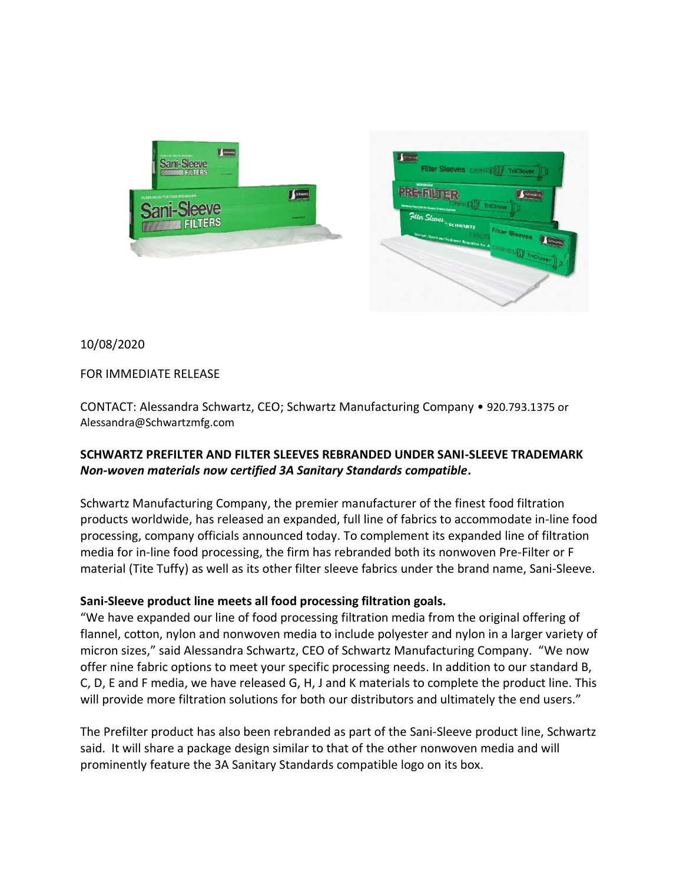10/08/2020

FOR IMMEDIATE RELEASE

CONTACT: Alessandra Schwartz, CEO; Schwartz Manufacturing Company • 920.793.1375 or Alessandra@Schwartzmfg.com

**SCHWARTZ PREFILTER AND FILTER SLEEVES REBRANDED UNDER SANI-SLEEVE TRADEMARK**
***Non-woven materials now certified 3A Sanitary Standards compatible*.**

Schwartz Manufacturing Company, the premier manufacturer of the finest food filtration products worldwide, has released an expanded, full line of fabrics to accommodate in-line food processing, company officials announced today. To complement its expanded line of filtration media for in-line food processing, the firm has rebranded both its nonwoven Pre-Filter or F material (Tite Tuffy) as well as its other filter sleeve fabrics under the brand name, Sani-Sleeve.

**Sani-Sleeve product line meets all food processing filtration goals.**

"We have expanded our line of food processing filtration media from the original offering of flannel, cotton, nylon and nonwoven media to include polyester and nylon in a larger variety of micron sizes," said Alessandra Schwartz, CEO of Schwartz Manufacturing Company. "We now offer nine fabric options to meet your specific processing needs. In addition to our standard B, C, D, E and F media, we have released G, H, J and K materials to complete the product line. This will provide more filtration solutions for both our distributors and ultimately the end users."

The Prefilter product has also been rebranded as part of the Sani-Sleeve product line, Schwartz said. It will share a package design similar to that of the other nonwoven media and will prominently feature the 3A Sanitary Standards compatible logo on its box.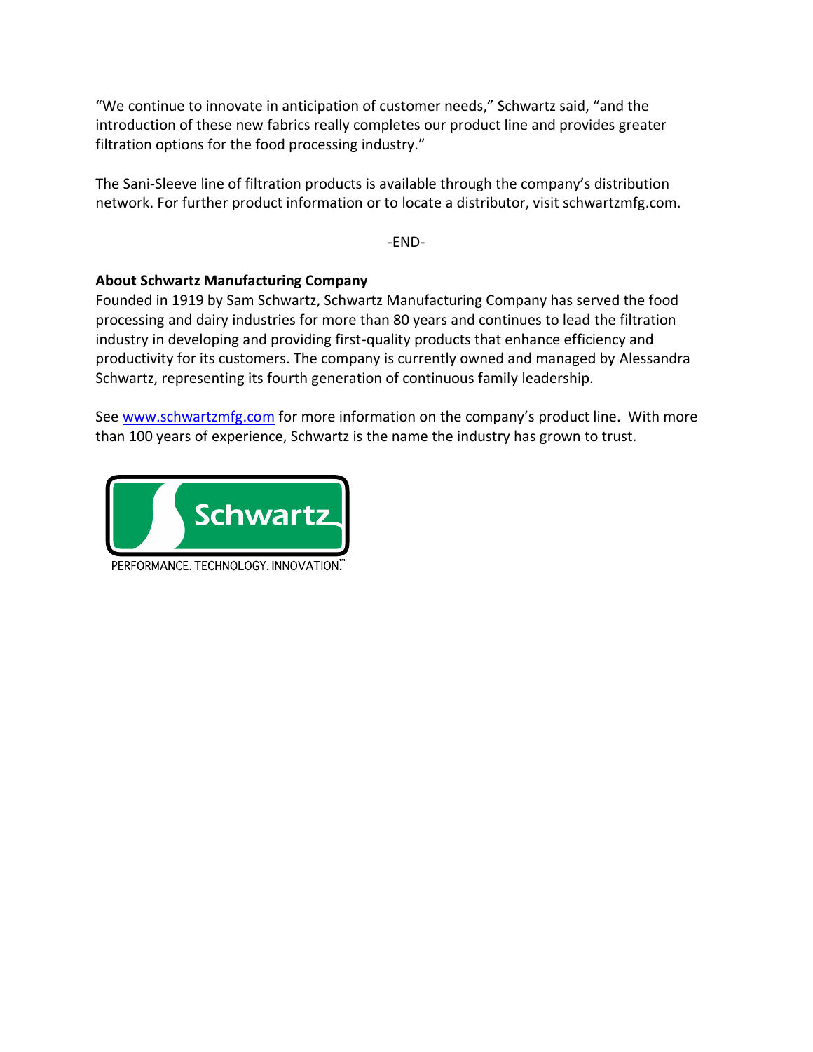"We continue to innovate in anticipation of customer needs," Schwartz said, "and the introduction of these new fabrics really completes our product line and provides greater filtration options for the food processing industry."

The Sani-Sleeve line of filtration products is available through the company's distribution network. For further product information or to locate a distributor, visit schwartzmfg.com.

-END-

**About Schwartz Manufacturing Company**

Founded in 1919 by Sam Schwartz, Schwartz Manufacturing Company has served the food processing and dairy industries for more than 80 years and continues to lead the filtration industry in developing and providing first-quality products that enhance efficiency and productivity for its customers. The company is currently owned and managed by Alessandra Schwartz, representing its fourth generation of continuous family leadership.

See [www.schwartzmfg.com](http://www.schwartzmfg.com) for more information on the company's product line. With more than 100 years of experience, Schwartz is the name the industry has grown to trust.

Schwartz

PERFORMANCE. TECHNOLOGY. INNOVATION.™